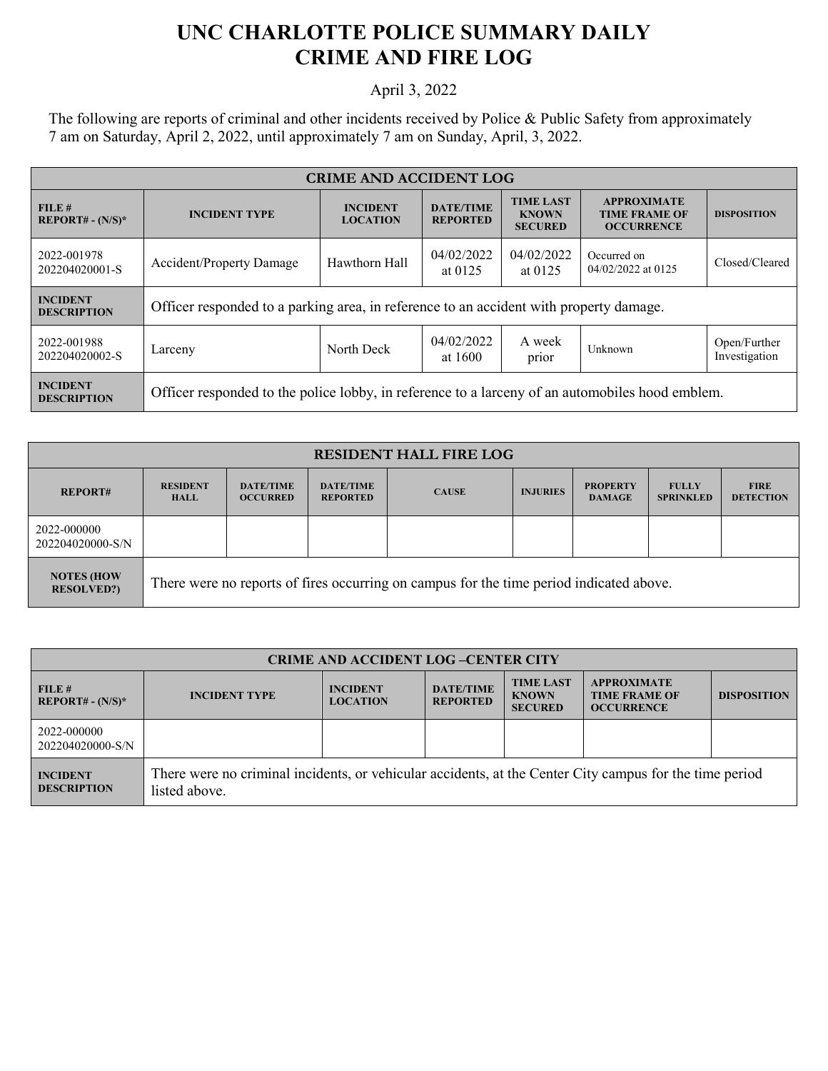# UNC CHARLOTTE POLICE SUMMARY DAILY CRIME AND FIRE LOG

April 3, 2022

The following are reports of criminal and other incidents received by Police & Public Safety from approximately 7 am on Saturday, April 2, 2022, until approximately 7 am on Sunday, April, 3, 2022.

| CRIME AND ACCIDENT LOG | | | | | | |
|---|---|---|---|---|---|---|
| FILE # REPORT# - (N/S)* | INCIDENT TYPE | INCIDENT LOCATION | DATE/TIME REPORTED | TIME LAST KNOWN SECURED | APPROXIMATE TIME FRAME OF OCCURRENCE | DISPOSITION |
| 2022-001978 202204020001-S | Accident/Property Damage | Hawthorn Hall | 04/02/2022 at 0125 | 04/02/2022 at 0125 | Occurred on 04/02/2022 at 0125 | Closed/Cleared |
| INCIDENT DESCRIPTION | Officer responded to a parking area, in reference to an accident with property damage. | | | | | |
| 2022-001988 202204020002-S | Larceny | North Deck | 04/02/2022 at 1600 | A week prior | Unknown | Open/Further Investigation |
| INCIDENT DESCRIPTION | Officer responded to the police lobby, in reference to a larceny of an automobiles hood emblem. | | | | | |

| RESIDENT HALL FIRE LOG | | | | | | | | |
|---|---|---|---|---|---|---|---|---|
| REPORT# | RESIDENT HALL | DATE/TIME OCCURRED | DATE/TIME REPORTED | CAUSE | INJURIES | PROPERTY DAMAGE | FULLY SPRINKLED | FIRE DETECTION |
| 2022-000000 202204020000-S/N | | | | | | | | |
| NOTES (HOW RESOLVED?) | There were no reports of fires occurring on campus for the time period indicated above. | | | | | | | |

| CRIME AND ACCIDENT LOG –CENTER CITY | | | | | | |
|---|---|---|---|---|---|---|
| FILE # REPORT# - (N/S)* | INCIDENT TYPE | INCIDENT LOCATION | DATE/TIME REPORTED | TIME LAST KNOWN SECURED | APPROXIMATE TIME FRAME OF OCCURRENCE | DISPOSITION |
| 2022-000000 202204020000-S/N | | | | | | |
| INCIDENT DESCRIPTION | There were no criminal incidents, or vehicular accidents, at the Center City campus for the time period listed above. | | | | | |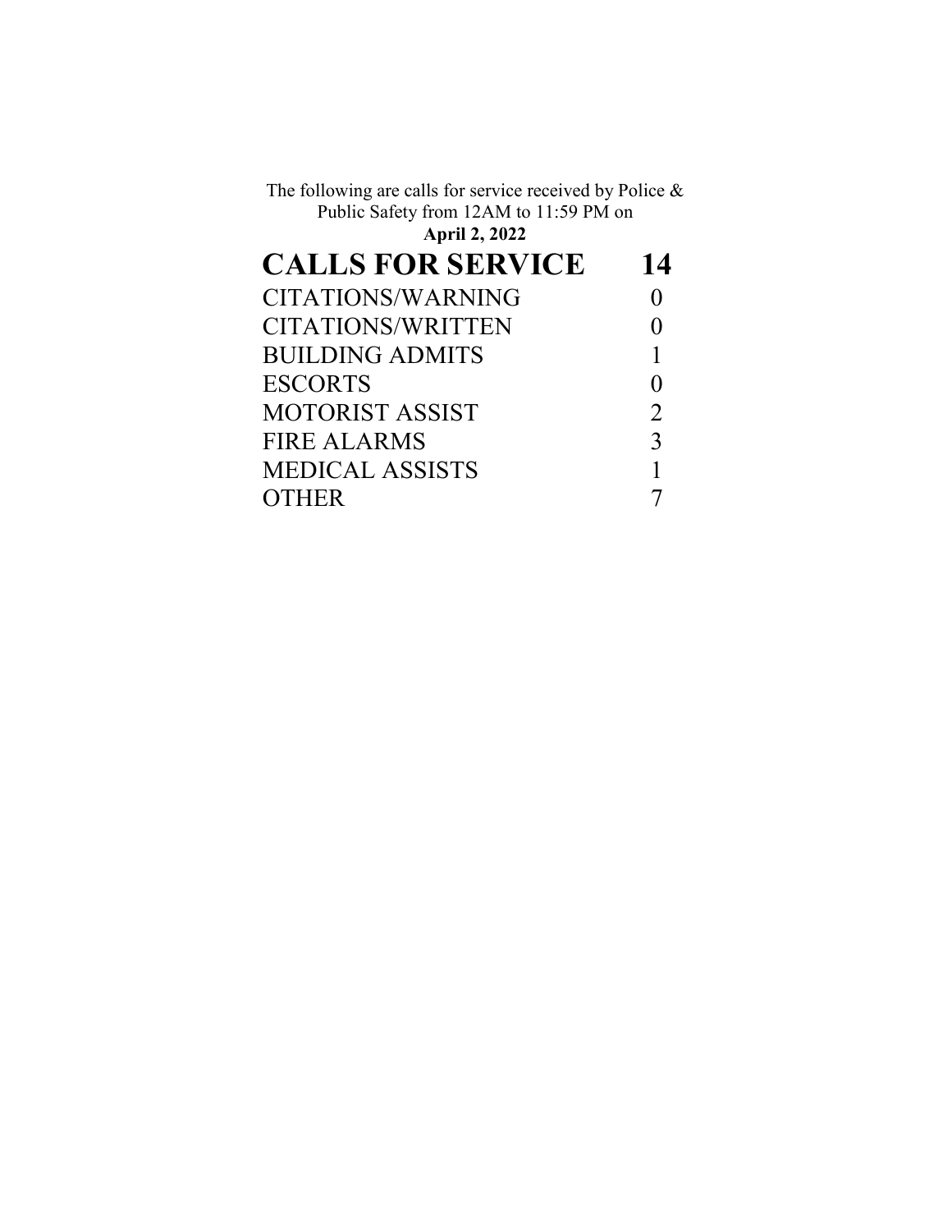The following are calls for service received by Police & Public Safety from 12AM to 11:59 PM on

**April 2, 2022**

| | |
|---|---|
| **CALLS FOR SERVICE** | **14** |
| CITATIONS/WARNING | 0 |
| CITATIONS/WRITTEN | 0 |
| BUILDING ADMITS | 1 |
| ESCORTS | 0 |
| MOTORIST ASSIST | 2 |
| FIRE ALARMS | 3 |
| MEDICAL ASSISTS | 1 |
| OTHER | 7 |